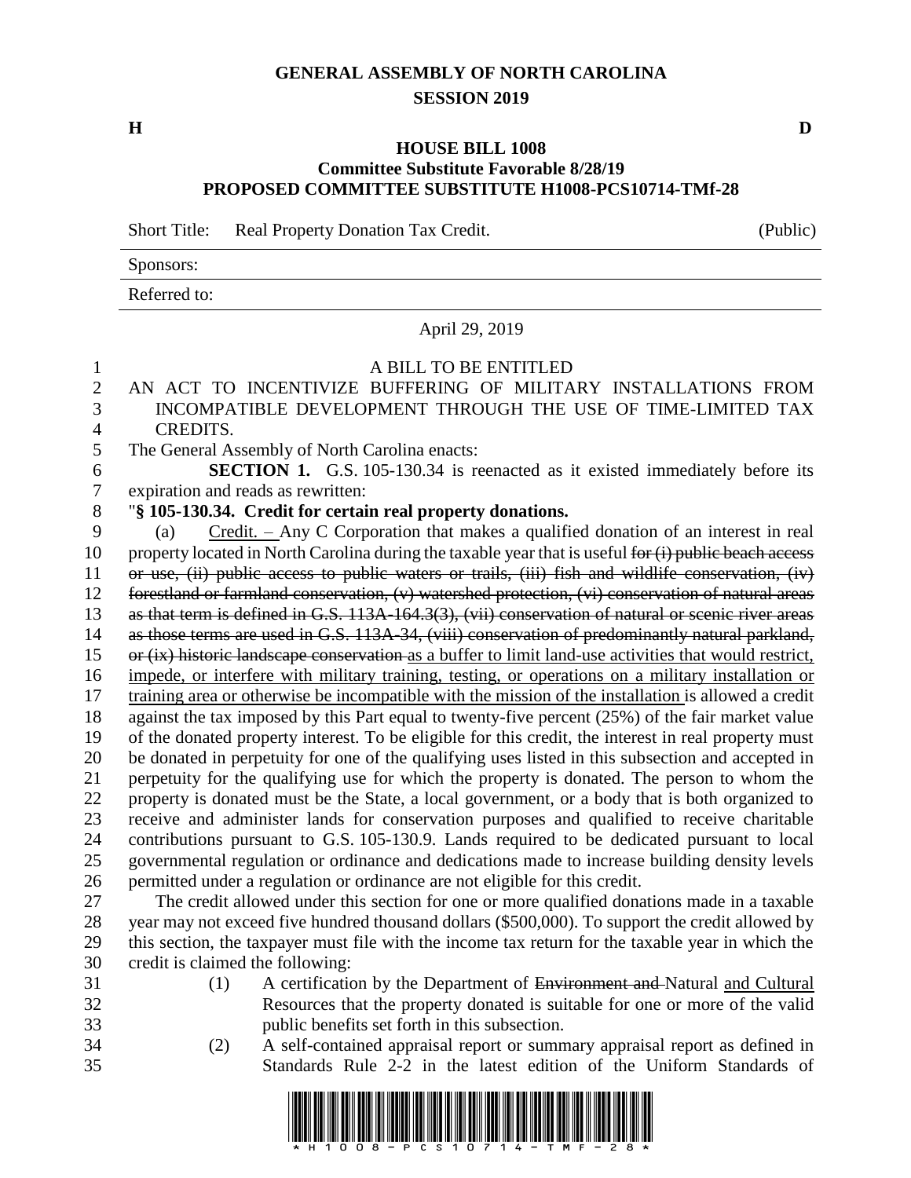# GENERAL ASSEMBLY OF NORTH CAROLINA
## SESSION 2019

**H** **D**

### HOUSE BILL 1008
### Committee Substitute Favorable 8/28/19
### PROPOSED COMMITTEE SUBSTITUTE H1008-PCS10714-TMf-28

Short Title: Real Property Donation Tax Credit. (Public)

Sponsors:

Referred to:

April 29, 2019

A BILL TO BE ENTITLED

AN ACT TO INCENTIVIZE BUFFERING OF MILITARY INSTALLATIONS FROM INCOMPATIBLE DEVELOPMENT THROUGH THE USE OF TIME-LIMITED TAX CREDITS.

The General Assembly of North Carolina enacts:

**SECTION 1.** G.S. 105-130.34 is reenacted as it existed immediately before its expiration and reads as rewritten:

"**§ 105-130.34. Credit for certain real property donations.**

(a) Credit. – Any C Corporation that makes a qualified donation of an interest in real property located in North Carolina during the taxable year that is useful ~~for (i) public beach access or use, (ii) public access to public waters or trails, (iii) fish and wildlife conservation, (iv) forestland or farmland conservation, (v) watershed protection, (vi) conservation of natural areas as that term is defined in G.S. 113A-164.3(3), (vii) conservation of natural or scenic river areas as those terms are used in G.S. 113A-34, (viii) conservation of predominantly natural parkland, or (ix) historic landscape conservation~~ as a buffer to limit land-use activities that would restrict, impede, or interfere with military training, testing, or operations on a military installation or training area or otherwise be incompatible with the mission of the installation is allowed a credit against the tax imposed by this Part equal to twenty-five percent (25%) of the fair market value of the donated property interest. To be eligible for this credit, the interest in real property must be donated in perpetuity for one of the qualifying uses listed in this subsection and accepted in perpetuity for the qualifying use for which the property is donated. The person to whom the property is donated must be the State, a local government, or a body that is both organized to receive and administer lands for conservation purposes and qualified to receive charitable contributions pursuant to G.S. 105-130.9. Lands required to be dedicated pursuant to local governmental regulation or ordinance and dedications made to increase building density levels permitted under a regulation or ordinance are not eligible for this credit.

The credit allowed under this section for one or more qualified donations made in a taxable year may not exceed five hundred thousand dollars ($500,000). To support the credit allowed by this section, the taxpayer must file with the income tax return for the taxable year in which the credit is claimed the following:

(1) A certification by the Department of ~~Environment and~~ Natural and Cultural Resources that the property donated is suitable for one or more of the valid public benefits set forth in this subsection.

(2) A self-contained appraisal report or summary appraisal report as defined in Standards Rule 2-2 in the latest edition of the Uniform Standards of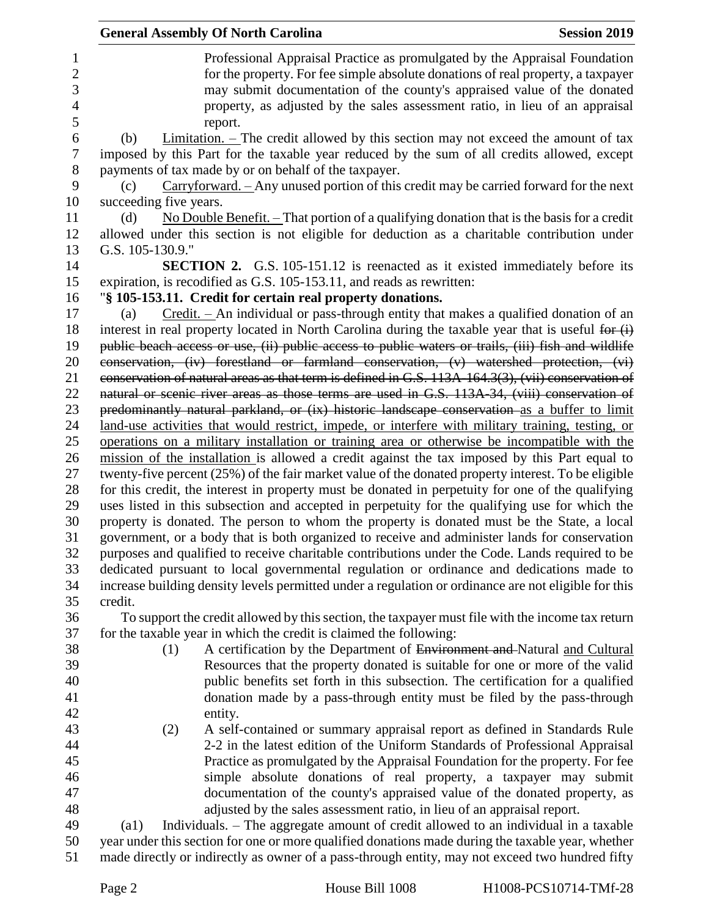Professional Appraisal Practice as promulgated by the Appraisal Foundation for the property. For fee simple absolute donations of real property, a taxpayer may submit documentation of the county's appraised value of the donated property, as adjusted by the sales assessment ratio, in lieu of an appraisal report.

(b) Limitation. – The credit allowed by this section may not exceed the amount of tax imposed by this Part for the taxable year reduced by the sum of all credits allowed, except payments of tax made by or on behalf of the taxpayer.

(c) Carryforward. – Any unused portion of this credit may be carried forward for the next succeeding five years.

(d) No Double Benefit. – That portion of a qualifying donation that is the basis for a credit allowed under this section is not eligible for deduction as a charitable contribution under G.S. 105-130.9."

**SECTION 2.** G.S. 105-151.12 is reenacted as it existed immediately before its expiration, is recodified as G.S. 105-153.11, and reads as rewritten:

"**§ 105-153.11. Credit for certain real property donations.**

(a) Credit. – An individual or pass-through entity that makes a qualified donation of an interest in real property located in North Carolina during the taxable year that is useful ~~for (i) public beach access or use, (ii) public access to public waters or trails, (iii) fish and wildlife conservation, (iv) forestland or farmland conservation, (v) watershed protection, (vi) conservation of natural areas as that term is defined in G.S. 113A-164.3(3), (vii) conservation of natural or scenic river areas as those terms are used in G.S. 113A-34, (viii) conservation of predominantly natural parkland, or (ix) historic landscape conservation~~ as a buffer to limit land-use activities that would restrict, impede, or interfere with military training, testing, or operations on a military installation or training area or otherwise be incompatible with the mission of the installation is allowed a credit against the tax imposed by this Part equal to twenty-five percent (25%) of the fair market value of the donated property interest. To be eligible for this credit, the interest in property must be donated in perpetuity for one of the qualifying uses listed in this subsection and accepted in perpetuity for the qualifying use for which the property is donated. The person to whom the property is donated must be the State, a local government, or a body that is both organized to receive and administer lands for conservation purposes and qualified to receive charitable contributions under the Code. Lands required to be dedicated pursuant to local governmental regulation or ordinance and dedications made to increase building density levels permitted under a regulation or ordinance are not eligible for this credit.

To support the credit allowed by this section, the taxpayer must file with the income tax return for the taxable year in which the credit is claimed the following:

(1) A certification by the Department of ~~Environment and~~ Natural and Cultural Resources that the property donated is suitable for one or more of the valid public benefits set forth in this subsection. The certification for a qualified donation made by a pass-through entity must be filed by the pass-through entity.

(2) A self-contained or summary appraisal report as defined in Standards Rule 2-2 in the latest edition of the Uniform Standards of Professional Appraisal Practice as promulgated by the Appraisal Foundation for the property. For fee simple absolute donations of real property, a taxpayer may submit documentation of the county's appraised value of the donated property, as adjusted by the sales assessment ratio, in lieu of an appraisal report.

(a1) Individuals. – The aggregate amount of credit allowed to an individual in a taxable year under this section for one or more qualified donations made during the taxable year, whether made directly or indirectly as owner of a pass-through entity, may not exceed two hundred fifty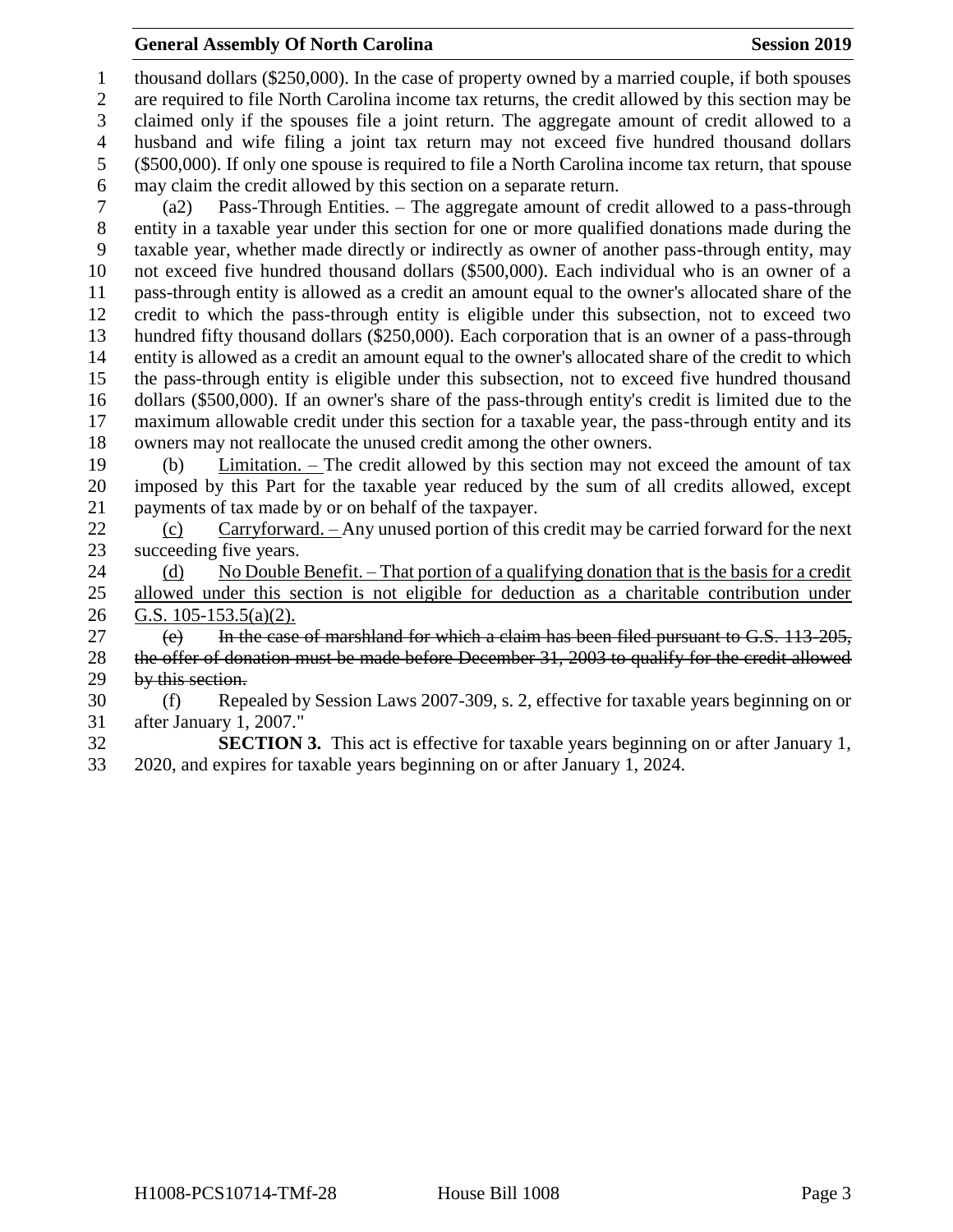thousand dollars ($250,000). In the case of property owned by a married couple, if both spouses are required to file North Carolina income tax returns, the credit allowed by this section may be claimed only if the spouses file a joint return. The aggregate amount of credit allowed to a husband and wife filing a joint tax return may not exceed five hundred thousand dollars ($500,000). If only one spouse is required to file a North Carolina income tax return, that spouse may claim the credit allowed by this section on a separate return.

(a2) Pass-Through Entities. – The aggregate amount of credit allowed to a pass-through entity in a taxable year under this section for one or more qualified donations made during the taxable year, whether made directly or indirectly as owner of another pass-through entity, may not exceed five hundred thousand dollars ($500,000). Each individual who is an owner of a pass-through entity is allowed as a credit an amount equal to the owner's allocated share of the credit to which the pass-through entity is eligible under this subsection, not to exceed two hundred fifty thousand dollars ($250,000). Each corporation that is an owner of a pass-through entity is allowed as a credit an amount equal to the owner's allocated share of the credit to which the pass-through entity is eligible under this subsection, not to exceed five hundred thousand dollars ($500,000). If an owner's share of the pass-through entity's credit is limited due to the maximum allowable credit under this section for a taxable year, the pass-through entity and its owners may not reallocate the unused credit among the other owners.

(b) <u>Limitation. –</u> The credit allowed by this section may not exceed the amount of tax imposed by this Part for the taxable year reduced by the sum of all credits allowed, except payments of tax made by or on behalf of the taxpayer.

<u>(c)</u> <u>Carryforward. –</u> Any unused portion of this credit may be carried forward for the next succeeding five years.

<u>(d)</u> <u>No Double Benefit. – That portion of a qualifying donation that is the basis for a credit allowed under this section is not eligible for deduction as a charitable contribution under G.S. 105-153.5(a)(2).</u>

~~(e) In the case of marshland for which a claim has been filed pursuant to G.S. 113-205, the offer of donation must be made before December 31, 2003 to qualify for the credit allowed by this section.~~

(f) Repealed by Session Laws 2007-309, s. 2, effective for taxable years beginning on or after January 1, 2007."

**SECTION 3.** This act is effective for taxable years beginning on or after January 1, 2020, and expires for taxable years beginning on or after January 1, 2024.